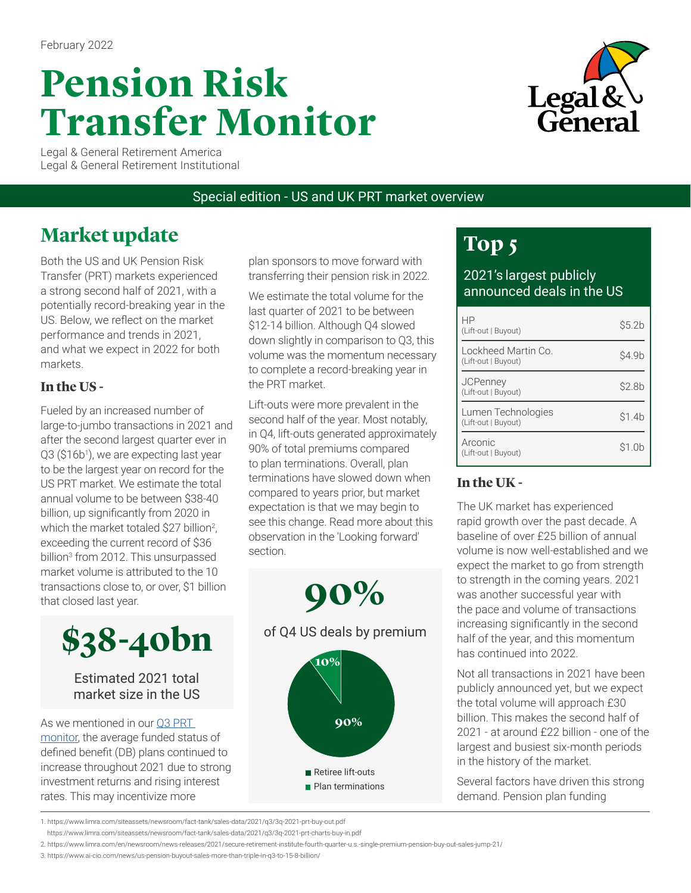February 2022

# Pension Risk Transfer Monitor

Legal & General Retirement America
Legal & General Retirement Institutional

Special edition - US and UK PRT market overview

## Market update

Both the US and UK Pension Risk Transfer (PRT) markets experienced a strong second half of 2021, with a potentially record-breaking year in the US. Below, we reflect on the market performance and trends in 2021, and what we expect in 2022 for both markets.

### In the US -

Fueled by an increased number of large-to-jumbo transactions in 2021 and after the second largest quarter ever in Q3 ($16b[1]), we are expecting last year to be the largest year on record for the US PRT market. We estimate the total annual volume to be between $38-40 billion, up significantly from 2020 in which the market totaled $27 billion[2], exceeding the current record of $36 billion[3] from 2012. This unsurpassed market volume is attributed to the 10 transactions close to, or over, $1 billion that closed last year.

**$38-40bn**

Estimated 2021 total market size in the US

As we mentioned in our Q3 PRT monitor, the average funded status of defined benefit (DB) plans continued to increase throughout 2021 due to strong investment returns and rising interest rates. This may incentivize more plan sponsors to move forward with transferring their pension risk in 2022.

We estimate the total volume for the last quarter of 2021 to be between $12-14 billion. Although Q4 slowed down slightly in comparison to Q3, this volume was the momentum necessary to complete a record-breaking year in the PRT market.

Lift-outs were more prevalent in the second half of the year. Most notably, in Q4, lift-outs generated approximately 90% of total premiums compared to plan terminations. Overall, plan terminations have slowed down when compared to years prior, but market expectation is that we may begin to see this change. Read more about this observation in the 'Looking forward' section.

**90%**

of Q4 US deals by premium

| Type | Share |
|---|---|
| Retiree lift-outs | 90% |
| Plan terminations | 10% |

## Top 5

2021's largest publicly announced deals in the US

| Deal | Amount |
|---|---|
| HP (Lift-out \| Buyout) | $5.2b |
| Lockheed Martin Co. (Lift-out \| Buyout) | $4.9b |
| JCPenney (Lift-out \| Buyout) | $2.8b |
| Lumen Technologies (Lift-out \| Buyout) | $1.4b |
| Arconic (Lift-out \| Buyout) | $1.0b |

### In the UK -

The UK market has experienced rapid growth over the past decade. A baseline of over £25 billion of annual volume is now well-established and we expect the market to go from strength to strength in the coming years. 2021 was another successful year with the pace and volume of transactions increasing significantly in the second half of the year, and this momentum has continued into 2022.

Not all transactions in 2021 have been publicly announced yet, but we expect the total volume will approach £30 billion. This makes the second half of 2021 - at around £22 billion - one of the largest and busiest six-month periods in the history of the market.

Several factors have driven this strong demand. Pension plan funding

1. https://www.limra.com/siteassets/newsroom/fact-tank/sales-data/2021/q3/3q-2021-prt-buy-out.pdf
https://www.limra.com/siteassets/newsroom/fact-tank/sales-data/2021/q3/3q-2021-prt-charts-buy-in.pdf
2. https://www.limra.com/en/newsroom/news-releases/2021/secure-retirement-institute-fourth-quarter-u.s.-single-premium-pension-buy-out-sales-jump-21/
3. https://www.ai-cio.com/news/us-pension-buyout-sales-more-than-triple-in-q3-to-15-8-billion/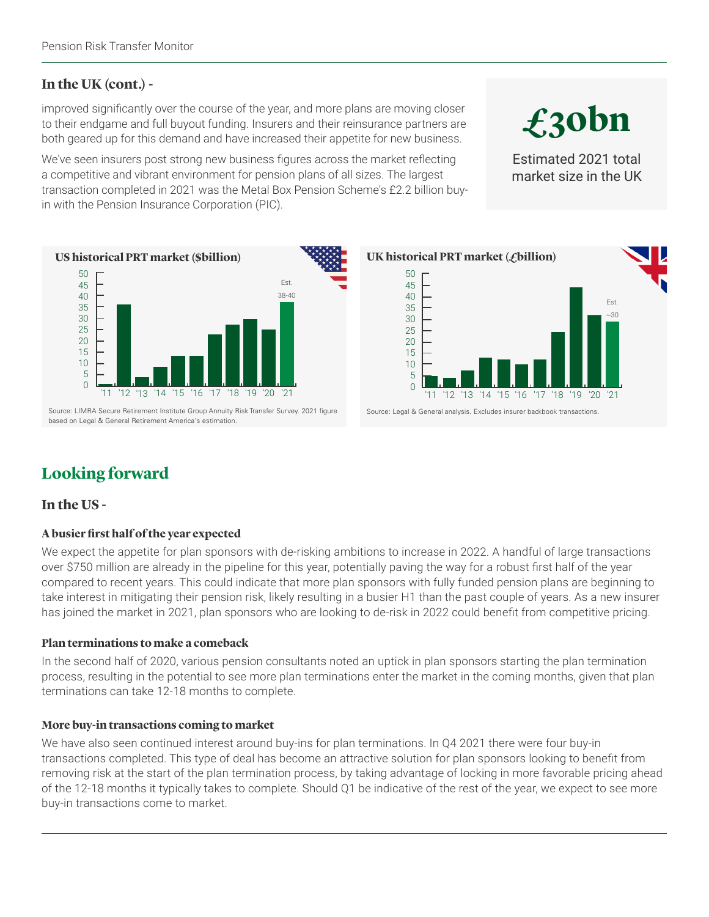## In the UK (cont.) -

improved significantly over the course of the year, and more plans are moving closer to their endgame and full buyout funding. Insurers and their reinsurance partners are both geared up for this demand and have increased their appetite for new business.

We've seen insurers post strong new business figures across the market reflecting a competitive and vibrant environment for pension plans of all sizes. The largest transaction completed in 2021 was the Metal Box Pension Scheme's £2.2 billion buy-in with the Pension Insurance Corporation (PIC).

**£30bn**

Estimated 2021 total market size in the UK

**US historical PRT market ($billion)**

| Year | $billion |
|---|---|
| '11 | ~1 |
| '12 | ~36 |
| '13 | ~4 |
| '14 | ~8.5 |
| '15 | ~13.5 |
| '16 | ~13.5 |
| '17 | ~23 |
| '18 | ~27.5 |
| '19 | ~29.5 |
| '20 | ~25.5 |
| '21 | Est. 38-40 |

Source: LIMRA Secure Retirement Institute Group Annuity Risk Transfer Survey. 2021 figure based on Legal & General Retirement America's estimation.

**UK historical PRT market (£billion)**

| Year | £billion |
|---|---|
| '11 | ~5 |
| '12 | ~4 |
| '13 | ~7.5 |
| '14 | ~13 |
| '15 | ~12.5 |
| '16 | ~10 |
| '17 | ~12.5 |
| '18 | ~24.5 |
| '19 | ~44 |
| '20 | ~32 |
| '21 | Est. ~30 |

Source: Legal & General analysis. Excludes insurer backbook transactions.

# Looking forward

## In the US -

### A busier first half of the year expected

We expect the appetite for plan sponsors with de-risking ambitions to increase in 2022. A handful of large transactions over $750 million are already in the pipeline for this year, potentially paving the way for a robust first half of the year compared to recent years. This could indicate that more plan sponsors with fully funded pension plans are beginning to take interest in mitigating their pension risk, likely resulting in a busier H1 than the past couple of years. As a new insurer has joined the market in 2021, plan sponsors who are looking to de-risk in 2022 could benefit from competitive pricing.

### Plan terminations to make a comeback

In the second half of 2020, various pension consultants noted an uptick in plan sponsors starting the plan termination process, resulting in the potential to see more plan terminations enter the market in the coming months, given that plan terminations can take 12-18 months to complete.

### More buy-in transactions coming to market

We have also seen continued interest around buy-ins for plan terminations. In Q4 2021 there were four buy-in transactions completed. This type of deal has become an attractive solution for plan sponsors looking to benefit from removing risk at the start of the plan termination process, by taking advantage of locking in more favorable pricing ahead of the 12-18 months it typically takes to complete. Should Q1 be indicative of the rest of the year, we expect to see more buy-in transactions come to market.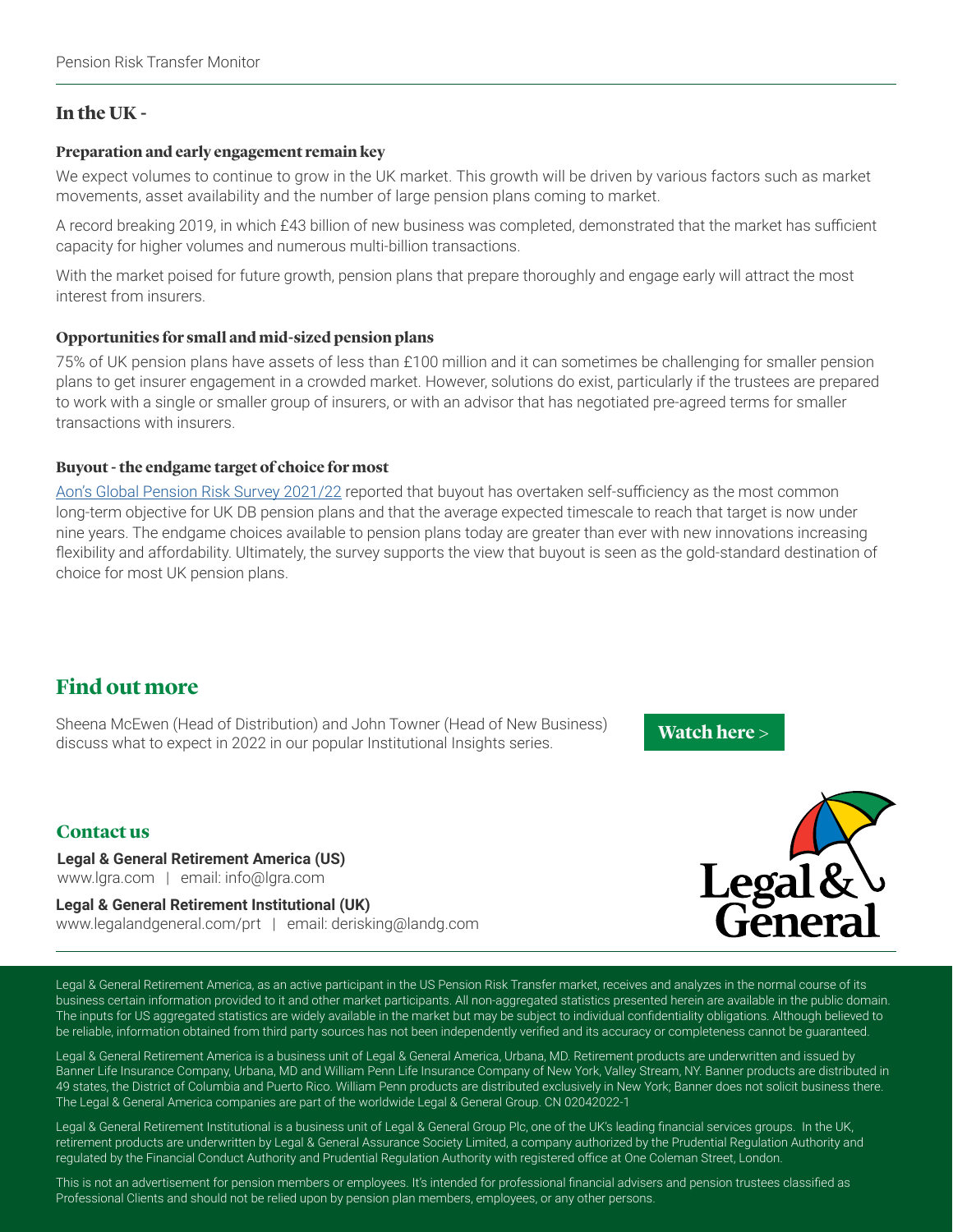## In the UK -

### Preparation and early engagement remain key

We expect volumes to continue to grow in the UK market. This growth will be driven by various factors such as market movements, asset availability and the number of large pension plans coming to market.

A record breaking 2019, in which £43 billion of new business was completed, demonstrated that the market has sufficient capacity for higher volumes and numerous multi-billion transactions.

With the market poised for future growth, pension plans that prepare thoroughly and engage early will attract the most interest from insurers.

### Opportunities for small and mid-sized pension plans

75% of UK pension plans have assets of less than £100 million and it can sometimes be challenging for smaller pension plans to get insurer engagement in a crowded market. However, solutions do exist, particularly if the trustees are prepared to work with a single or smaller group of insurers, or with an advisor that has negotiated pre-agreed terms for smaller transactions with insurers.

### Buyout - the endgame target of choice for most

Aon's Global Pension Risk Survey 2021/22 reported that buyout has overtaken self-sufficiency as the most common long-term objective for UK DB pension plans and that the average expected timescale to reach that target is now under nine years. The endgame choices available to pension plans today are greater than ever with new innovations increasing flexibility and affordability. Ultimately, the survey supports the view that buyout is seen as the gold-standard destination of choice for most UK pension plans.

## Find out more

Sheena McEwen (Head of Distribution) and John Towner (Head of New Business) discuss what to expect in 2022 in our popular Institutional Insights series.

**Watch here >**

## Contact us

**Legal & General Retirement America (US)**
www.lgra.com | email: info@lgra.com

**Legal & General Retirement Institutional (UK)**
www.legalandgeneral.com/prt | email: derisking@landg.com

Legal & General

Legal & General Retirement America, as an active participant in the US Pension Risk Transfer market, receives and analyzes in the normal course of its business certain information provided to it and other market participants. All non-aggregated statistics presented herein are available in the public domain. The inputs for US aggregated statistics are widely available in the market but may be subject to individual confidentiality obligations. Although believed to be reliable, information obtained from third party sources has not been independently verified and its accuracy or completeness cannot be guaranteed.

Legal & General Retirement America is a business unit of Legal & General America, Urbana, MD. Retirement products are underwritten and issued by Banner Life Insurance Company, Urbana, MD and William Penn Life Insurance Company of New York, Valley Stream, NY. Banner products are distributed in 49 states, the District of Columbia and Puerto Rico. William Penn products are distributed exclusively in New York; Banner does not solicit business there. The Legal & General America companies are part of the worldwide Legal & General Group. CN 02042022-1

Legal & General Retirement Institutional is a business unit of Legal & General Group Plc, one of the UK's leading financial services groups. In the UK, retirement products are underwritten by Legal & General Assurance Society Limited, a company authorized by the Prudential Regulation Authority and regulated by the Financial Conduct Authority and Prudential Regulation Authority with registered office at One Coleman Street, London.

This is not an advertisement for pension members or employees. It's intended for professional financial advisers and pension trustees classified as Professional Clients and should not be relied upon by pension plan members, employees, or any other persons.